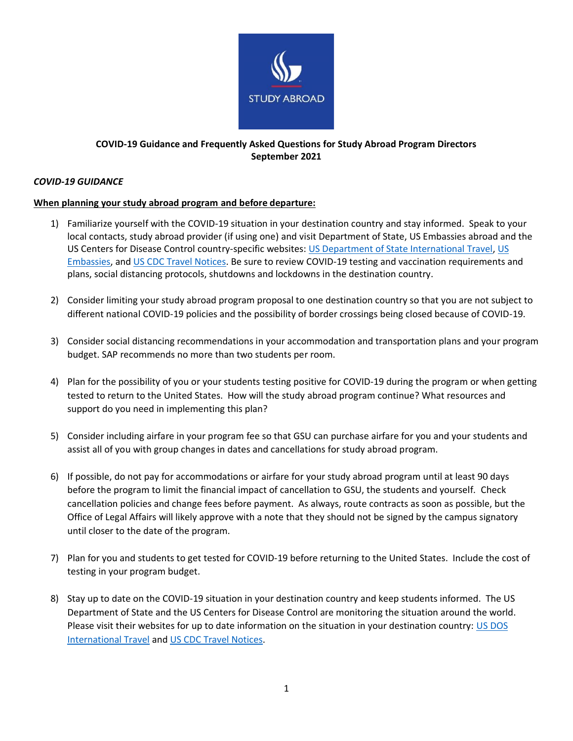# COVID-19 Guidance and Frequently Asked Questions for Study Abroad Program Directors
**September 2021**

## *COVID-19 GUIDANCE*

### When planning your study abroad program and before departure:

1) Familiarize yourself with the COVID-19 situation in your destination country and stay informed. Speak to your local contacts, study abroad provider (if using one) and visit Department of State, US Embassies abroad and the US Centers for Disease Control country-specific websites: US Department of State International Travel, US Embassies, and US CDC Travel Notices. Be sure to review COVID-19 testing and vaccination requirements and plans, social distancing protocols, shutdowns and lockdowns in the destination country.

2) Consider limiting your study abroad program proposal to one destination country so that you are not subject to different national COVID-19 policies and the possibility of border crossings being closed because of COVID-19.

3) Consider social distancing recommendations in your accommodation and transportation plans and your program budget. SAP recommends no more than two students per room.

4) Plan for the possibility of you or your students testing positive for COVID-19 during the program or when getting tested to return to the United States. How will the study abroad program continue? What resources and support do you need in implementing this plan?

5) Consider including airfare in your program fee so that GSU can purchase airfare for you and your students and assist all of you with group changes in dates and cancellations for study abroad program.

6) If possible, do not pay for accommodations or airfare for your study abroad program until at least 90 days before the program to limit the financial impact of cancellation to GSU, the students and yourself. Check cancellation policies and change fees before payment. As always, route contracts as soon as possible, but the Office of Legal Affairs will likely approve with a note that they should not be signed by the campus signatory until closer to the date of the program.

7) Plan for you and students to get tested for COVID-19 before returning to the United States. Include the cost of testing in your program budget.

8) Stay up to date on the COVID-19 situation in your destination country and keep students informed. The US Department of State and the US Centers for Disease Control are monitoring the situation around the world. Please visit their websites for up to date information on the situation in your destination country: US DOS International Travel and US CDC Travel Notices.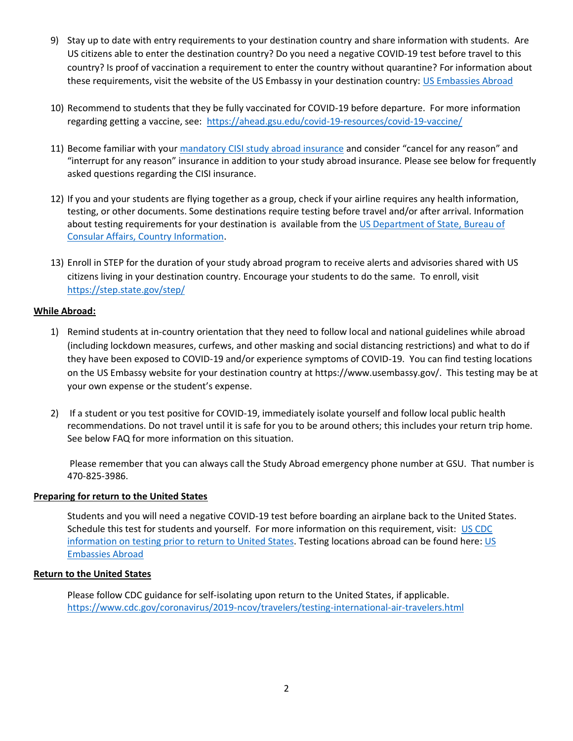9) Stay up to date with entry requirements to your destination country and share information with students. Are US citizens able to enter the destination country? Do you need a negative COVID-19 test before travel to this country? Is proof of vaccination a requirement to enter the country without quarantine? For information about these requirements, visit the website of the US Embassy in your destination country: US Embassies Abroad

10) Recommend to students that they be fully vaccinated for COVID-19 before departure. For more information regarding getting a vaccine, see: https://ahead.gsu.edu/covid-19-resources/covid-19-vaccine/

11) Become familiar with your mandatory CISI study abroad insurance and consider "cancel for any reason" and "interrupt for any reason" insurance in addition to your study abroad insurance. Please see below for frequently asked questions regarding the CISI insurance.

12) If you and your students are flying together as a group, check if your airline requires any health information, testing, or other documents. Some destinations require testing before travel and/or after arrival. Information about testing requirements for your destination is available from the US Department of State, Bureau of Consular Affairs, Country Information.

13) Enroll in STEP for the duration of your study abroad program to receive alerts and advisories shared with US citizens living in your destination country. Encourage your students to do the same. To enroll, visit https://step.state.gov/step/

**While Abroad:**

1) Remind students at in-country orientation that they need to follow local and national guidelines while abroad (including lockdown measures, curfews, and other masking and social distancing restrictions) and what to do if they have been exposed to COVID-19 and/or experience symptoms of COVID-19. You can find testing locations on the US Embassy website for your destination country at https://www.usembassy.gov/. This testing may be at your own expense or the student's expense.

2) If a student or you test positive for COVID-19, immediately isolate yourself and follow local public health recommendations. Do not travel until it is safe for you to be around others; this includes your return trip home. See below FAQ for more information on this situation.

   Please remember that you can always call the Study Abroad emergency phone number at GSU. That number is 470-825-3986.

**Preparing for return to the United States**

Students and you will need a negative COVID-19 test before boarding an airplane back to the United States. Schedule this test for students and yourself. For more information on this requirement, visit: US CDC information on testing prior to return to United States. Testing locations abroad can be found here: US Embassies Abroad

**Return to the United States**

Please follow CDC guidance for self-isolating upon return to the United States, if applicable. https://www.cdc.gov/coronavirus/2019-ncov/travelers/testing-international-air-travelers.html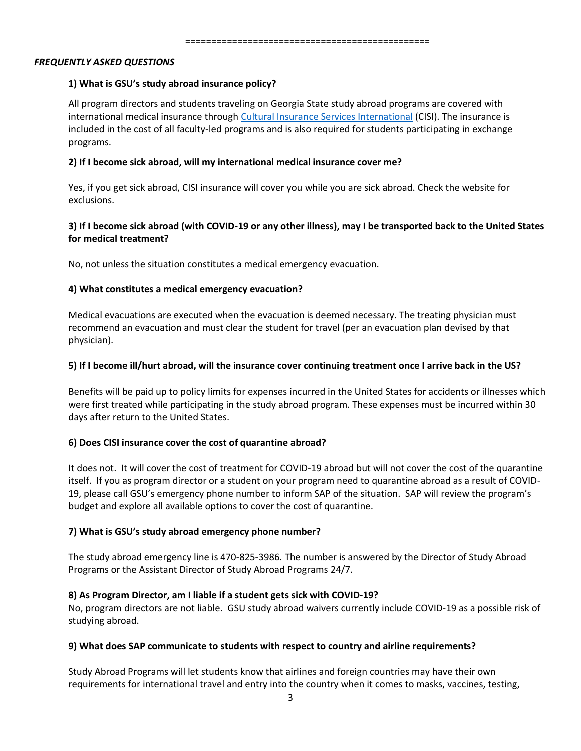==============================================

*FREQUENTLY ASKED QUESTIONS*

**1) What is GSU's study abroad insurance policy?**

All program directors and students traveling on Georgia State study abroad programs are covered with international medical insurance through [Cultural Insurance Services International](Cultural Insurance Services International) (CISI). The insurance is included in the cost of all faculty-led programs and is also required for students participating in exchange programs.

**2) If I become sick abroad, will my international medical insurance cover me?**

Yes, if you get sick abroad, CISI insurance will cover you while you are sick abroad. Check the website for exclusions.

**3) If I become sick abroad (with COVID-19 or any other illness), may I be transported back to the United States for medical treatment?**

No, not unless the situation constitutes a medical emergency evacuation.

**4) What constitutes a medical emergency evacuation?**

Medical evacuations are executed when the evacuation is deemed necessary. The treating physician must recommend an evacuation and must clear the student for travel (per an evacuation plan devised by that physician).

**5) If I become ill/hurt abroad, will the insurance cover continuing treatment once I arrive back in the US?**

Benefits will be paid up to policy limits for expenses incurred in the United States for accidents or illnesses which were first treated while participating in the study abroad program. These expenses must be incurred within 30 days after return to the United States.

**6) Does CISI insurance cover the cost of quarantine abroad?**

It does not. It will cover the cost of treatment for COVID-19 abroad but will not cover the cost of the quarantine itself. If you as program director or a student on your program need to quarantine abroad as a result of COVID-19, please call GSU's emergency phone number to inform SAP of the situation. SAP will review the program's budget and explore all available options to cover the cost of quarantine.

**7) What is GSU's study abroad emergency phone number?**

The study abroad emergency line is 470-825-3986. The number is answered by the Director of Study Abroad Programs or the Assistant Director of Study Abroad Programs 24/7.

**8) As Program Director, am I liable if a student gets sick with COVID-19?**

No, program directors are not liable. GSU study abroad waivers currently include COVID-19 as a possible risk of studying abroad.

**9) What does SAP communicate to students with respect to country and airline requirements?**

Study Abroad Programs will let students know that airlines and foreign countries may have their own requirements for international travel and entry into the country when it comes to masks, vaccines, testing,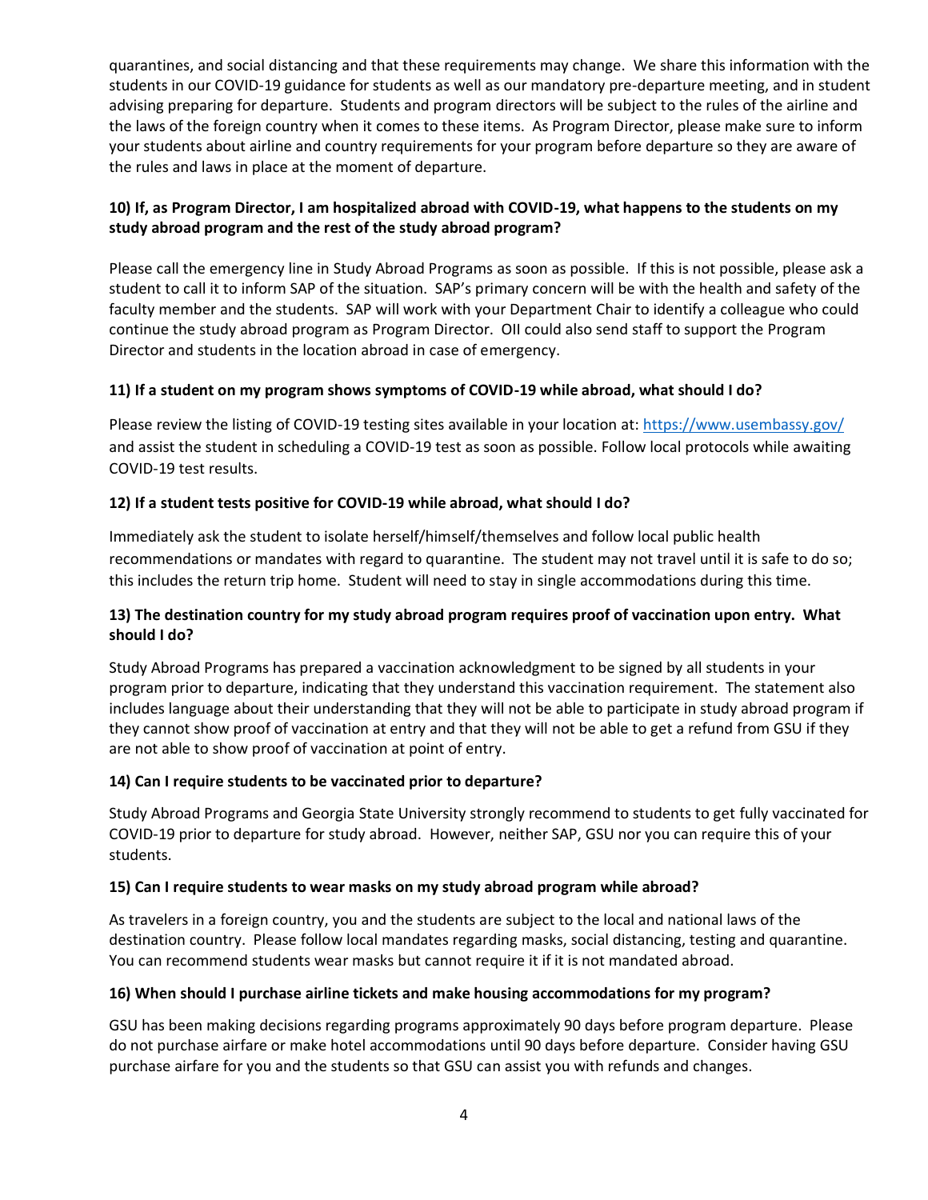quarantines, and social distancing and that these requirements may change. We share this information with the students in our COVID-19 guidance for students as well as our mandatory pre-departure meeting, and in student advising preparing for departure. Students and program directors will be subject to the rules of the airline and the laws of the foreign country when it comes to these items. As Program Director, please make sure to inform your students about airline and country requirements for your program before departure so they are aware of the rules and laws in place at the moment of departure.

**10) If, as Program Director, I am hospitalized abroad with COVID-19, what happens to the students on my study abroad program and the rest of the study abroad program?**

Please call the emergency line in Study Abroad Programs as soon as possible. If this is not possible, please ask a student to call it to inform SAP of the situation. SAP's primary concern will be with the health and safety of the faculty member and the students. SAP will work with your Department Chair to identify a colleague who could continue the study abroad program as Program Director. OII could also send staff to support the Program Director and students in the location abroad in case of emergency.

**11) If a student on my program shows symptoms of COVID-19 while abroad, what should I do?**

Please review the listing of COVID-19 testing sites available in your location at: [https://www.usembassy.gov/](https://www.usembassy.gov/) and assist the student in scheduling a COVID-19 test as soon as possible. Follow local protocols while awaiting COVID-19 test results.

**12) If a student tests positive for COVID-19 while abroad, what should I do?**

Immediately ask the student to isolate herself/himself/themselves and follow local public health recommendations or mandates with regard to quarantine. The student may not travel until it is safe to do so; this includes the return trip home. Student will need to stay in single accommodations during this time.

**13) The destination country for my study abroad program requires proof of vaccination upon entry. What should I do?**

Study Abroad Programs has prepared a vaccination acknowledgment to be signed by all students in your program prior to departure, indicating that they understand this vaccination requirement. The statement also includes language about their understanding that they will not be able to participate in study abroad program if they cannot show proof of vaccination at entry and that they will not be able to get a refund from GSU if they are not able to show proof of vaccination at point of entry.

**14) Can I require students to be vaccinated prior to departure?**

Study Abroad Programs and Georgia State University strongly recommend to students to get fully vaccinated for COVID-19 prior to departure for study abroad. However, neither SAP, GSU nor you can require this of your students.

**15) Can I require students to wear masks on my study abroad program while abroad?**

As travelers in a foreign country, you and the students are subject to the local and national laws of the destination country. Please follow local mandates regarding masks, social distancing, testing and quarantine. You can recommend students wear masks but cannot require it if it is not mandated abroad.

**16) When should I purchase airline tickets and make housing accommodations for my program?**

GSU has been making decisions regarding programs approximately 90 days before program departure. Please do not purchase airfare or make hotel accommodations until 90 days before departure. Consider having GSU purchase airfare for you and the students so that GSU can assist you with refunds and changes.